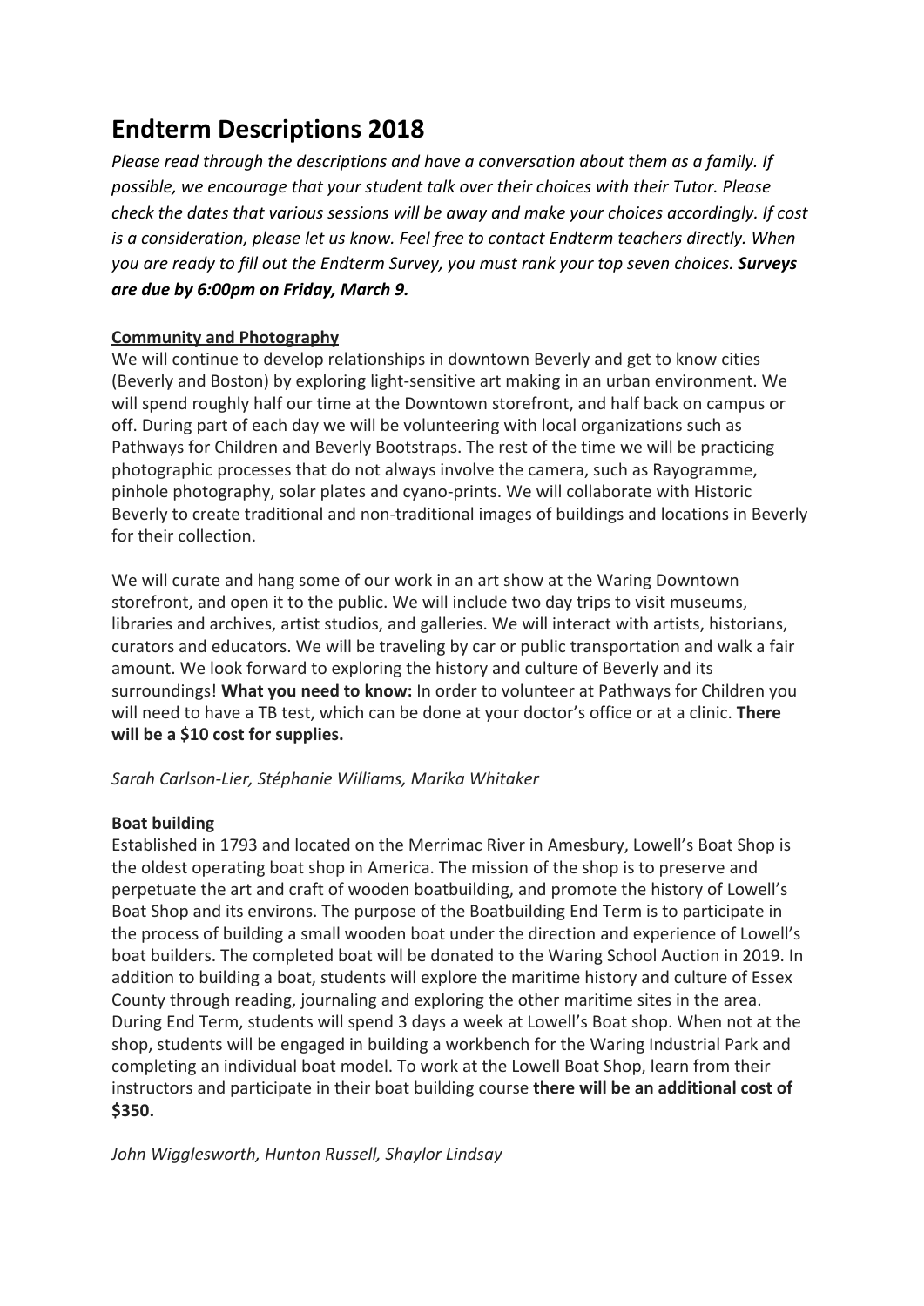# Endterm Descriptions 2018

*Please read through the descriptions and have a conversation about them as a family. If possible, we encourage that your student talk over their choices with their Tutor. Please check the dates that various sessions will be away and make your choices accordingly. If cost is a consideration, please let us know. Feel free to contact Endterm teachers directly. When you are ready to fill out the Endterm Survey, you must rank your top seven choices.* ***Surveys are due by 6:00pm on Friday, March 9.***

## Community and Photography

We will continue to develop relationships in downtown Beverly and get to know cities (Beverly and Boston) by exploring light-sensitive art making in an urban environment. We will spend roughly half our time at the Downtown storefront, and half back on campus or off. During part of each day we will be volunteering with local organizations such as Pathways for Children and Beverly Bootstraps. The rest of the time we will be practicing photographic processes that do not always involve the camera, such as Rayogramme, pinhole photography, solar plates and cyano-prints. We will collaborate with Historic Beverly to create traditional and non-traditional images of buildings and locations in Beverly for their collection.

We will curate and hang some of our work in an art show at the Waring Downtown storefront, and open it to the public. We will include two day trips to visit museums, libraries and archives, artist studios, and galleries. We will interact with artists, historians, curators and educators. We will be traveling by car or public transportation and walk a fair amount. We look forward to exploring the history and culture of Beverly and its surroundings! **What you need to know:** In order to volunteer at Pathways for Children you will need to have a TB test, which can be done at your doctor's office or at a clinic. **There will be a $10 cost for supplies.**

*Sarah Carlson-Lier, Stéphanie Williams, Marika Whitaker*

## Boat building

Established in 1793 and located on the Merrimac River in Amesbury, Lowell's Boat Shop is the oldest operating boat shop in America. The mission of the shop is to preserve and perpetuate the art and craft of wooden boatbuilding, and promote the history of Lowell's Boat Shop and its environs. The purpose of the Boatbuilding End Term is to participate in the process of building a small wooden boat under the direction and experience of Lowell's boat builders. The completed boat will be donated to the Waring School Auction in 2019. In addition to building a boat, students will explore the maritime history and culture of Essex County through reading, journaling and exploring the other maritime sites in the area. During End Term, students will spend 3 days a week at Lowell's Boat shop. When not at the shop, students will be engaged in building a workbench for the Waring Industrial Park and completing an individual boat model. To work at the Lowell Boat Shop, learn from their instructors and participate in their boat building course **there will be an additional cost of $350.**

*John Wigglesworth, Hunton Russell, Shaylor Lindsay*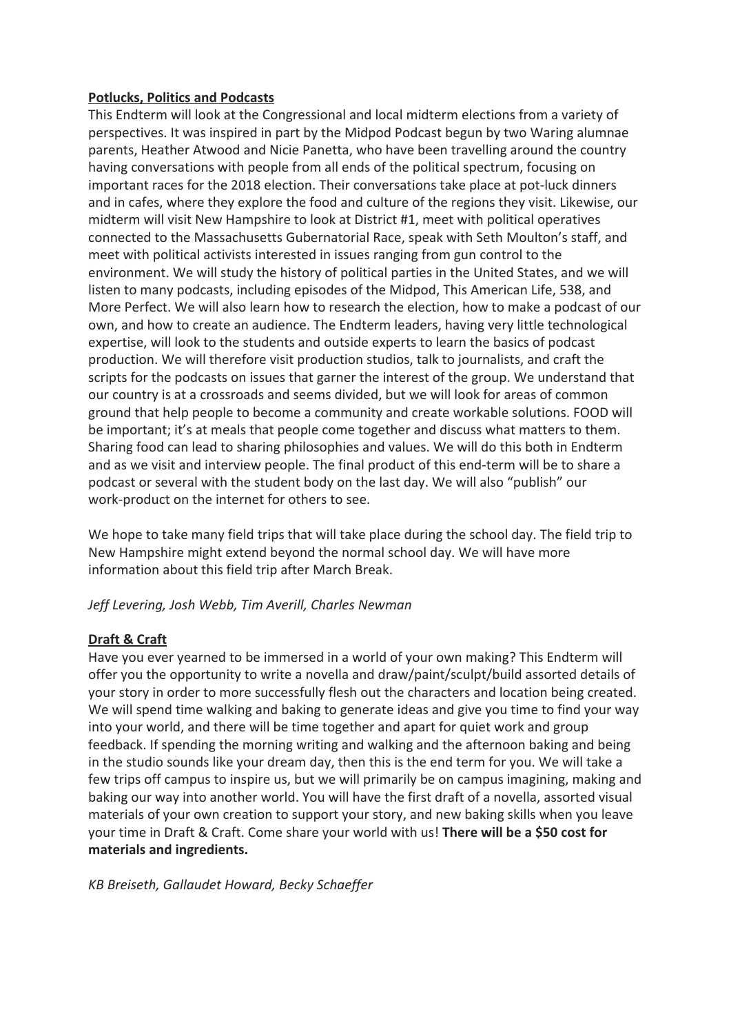**Potlucks, Politics and Podcasts**

This Endterm will look at the Congressional and local midterm elections from a variety of perspectives. It was inspired in part by the Midpod Podcast begun by two Waring alumnae parents, Heather Atwood and Nicie Panetta, who have been travelling around the country having conversations with people from all ends of the political spectrum, focusing on important races for the 2018 election. Their conversations take place at pot-luck dinners and in cafes, where they explore the food and culture of the regions they visit. Likewise, our midterm will visit New Hampshire to look at District #1, meet with political operatives connected to the Massachusetts Gubernatorial Race, speak with Seth Moulton's staff, and meet with political activists interested in issues ranging from gun control to the environment. We will study the history of political parties in the United States, and we will listen to many podcasts, including episodes of the Midpod, This American Life, 538, and More Perfect. We will also learn how to research the election, how to make a podcast of our own, and how to create an audience. The Endterm leaders, having very little technological expertise, will look to the students and outside experts to learn the basics of podcast production. We will therefore visit production studios, talk to journalists, and craft the scripts for the podcasts on issues that garner the interest of the group. We understand that our country is at a crossroads and seems divided, but we will look for areas of common ground that help people to become a community and create workable solutions. FOOD will be important; it's at meals that people come together and discuss what matters to them. Sharing food can lead to sharing philosophies and values. We will do this both in Endterm and as we visit and interview people. The final product of this end-term will be to share a podcast or several with the student body on the last day. We will also "publish" our work-product on the internet for others to see.

We hope to take many field trips that will take place during the school day. The field trip to New Hampshire might extend beyond the normal school day. We will have more information about this field trip after March Break.

*Jeff Levering, Josh Webb, Tim Averill, Charles Newman*

**Draft & Craft**

Have you ever yearned to be immersed in a world of your own making? This Endterm will offer you the opportunity to write a novella and draw/paint/sculpt/build assorted details of your story in order to more successfully flesh out the characters and location being created. We will spend time walking and baking to generate ideas and give you time to find your way into your world, and there will be time together and apart for quiet work and group feedback. If spending the morning writing and walking and the afternoon baking and being in the studio sounds like your dream day, then this is the end term for you. We will take a few trips off campus to inspire us, but we will primarily be on campus imagining, making and baking our way into another world. You will have the first draft of a novella, assorted visual materials of your own creation to support your story, and new baking skills when you leave your time in Draft & Craft. Come share your world with us! **There will be a $50 cost for materials and ingredients.**

*KB Breiseth, Gallaudet Howard, Becky Schaeffer*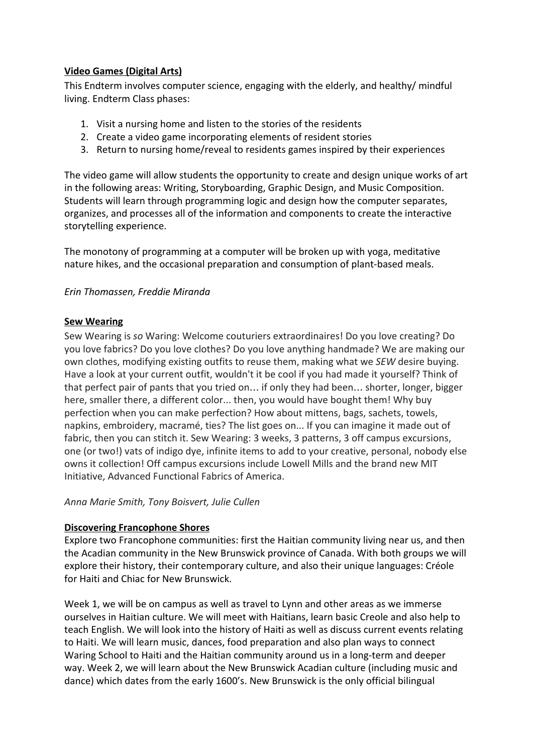**Video Games (Digital Arts)**

This Endterm involves computer science, engaging with the elderly, and healthy/ mindful living. Endterm Class phases:

1. Visit a nursing home and listen to the stories of the residents
2. Create a video game incorporating elements of resident stories
3. Return to nursing home/reveal to residents games inspired by their experiences

The video game will allow students the opportunity to create and design unique works of art in the following areas: Writing, Storyboarding, Graphic Design, and Music Composition. Students will learn through programming logic and design how the computer separates, organizes, and processes all of the information and components to create the interactive storytelling experience.

The monotony of programming at a computer will be broken up with yoga, meditative nature hikes, and the occasional preparation and consumption of plant-based meals.

*Erin Thomassen, Freddie Miranda*

**Sew Wearing**

Sew Wearing is *so* Waring: Welcome couturiers extraordinaires! Do you love creating? Do you love fabrics? Do you love clothes? Do you love anything handmade? We are making our own clothes, modifying existing outfits to reuse them, making what we *SEW* desire buying. Have a look at your current outfit, wouldn't it be cool if you had made it yourself? Think of that perfect pair of pants that you tried on… if only they had been… shorter, longer, bigger here, smaller there, a different color... then, you would have bought them! Why buy perfection when you can make perfection? How about mittens, bags, sachets, towels, napkins, embroidery, macramé, ties? The list goes on... If you can imagine it made out of fabric, then you can stitch it. Sew Wearing: 3 weeks, 3 patterns, 3 off campus excursions, one (or two!) vats of indigo dye, infinite items to add to your creative, personal, nobody else owns it collection! Off campus excursions include Lowell Mills and the brand new MIT Initiative, Advanced Functional Fabrics of America.

*Anna Marie Smith, Tony Boisvert, Julie Cullen*

**Discovering Francophone Shores**

Explore two Francophone communities: first the Haitian community living near us, and then the Acadian community in the New Brunswick province of Canada. With both groups we will explore their history, their contemporary culture, and also their unique languages: Créole for Haiti and Chiac for New Brunswick.

Week 1, we will be on campus as well as travel to Lynn and other areas as we immerse ourselves in Haitian culture. We will meet with Haitians, learn basic Creole and also help to teach English. We will look into the history of Haiti as well as discuss current events relating to Haiti. We will learn music, dances, food preparation and also plan ways to connect Waring School to Haiti and the Haitian community around us in a long-term and deeper way. Week 2, we will learn about the New Brunswick Acadian culture (including music and dance) which dates from the early 1600's. New Brunswick is the only official bilingual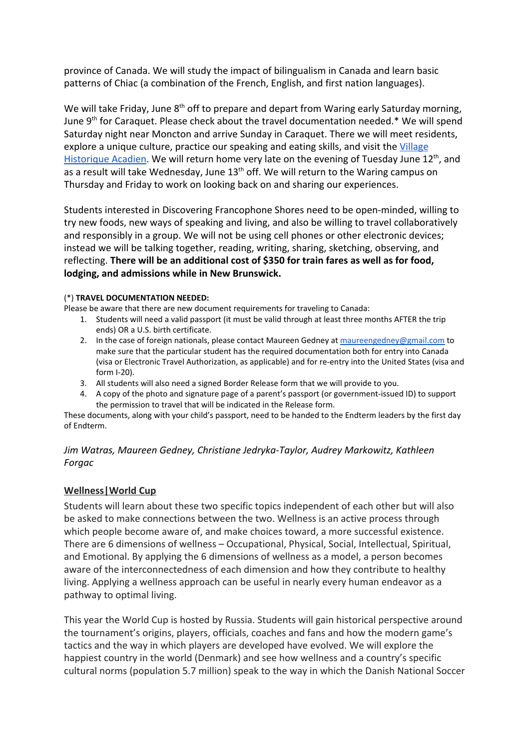province of Canada. We will study the impact of bilingualism in Canada and learn basic patterns of Chiac (a combination of the French, English, and first nation languages).

We will take Friday, June 8th off to prepare and depart from Waring early Saturday morning, June 9th for Caraquet. Please check about the travel documentation needed.* We will spend Saturday night near Moncton and arrive Sunday in Caraquet. There we will meet residents, explore a unique culture, practice our speaking and eating skills, and visit the Village Historique Acadien. We will return home very late on the evening of Tuesday June 12th, and as a result will take Wednesday, June 13th off. We will return to the Waring campus on Thursday and Friday to work on looking back on and sharing our experiences.

Students interested in Discovering Francophone Shores need to be open-minded, willing to try new foods, new ways of speaking and living, and also be willing to travel collaboratively and responsibly in a group. We will not be using cell phones or other electronic devices; instead we will be talking together, reading, writing, sharing, sketching, observing, and reflecting. **There will be an additional cost of $350 for train fares as well as for food, lodging, and admissions while in New Brunswick.**

(*) **TRAVEL DOCUMENTATION NEEDED:**

Please be aware that there are new document requirements for traveling to Canada:

1. Students will need a valid passport (it must be valid through at least three months AFTER the trip ends) OR a U.S. birth certificate.
2. In the case of foreign nationals, please contact Maureen Gedney at maureengedney@gmail.com to make sure that the particular student has the required documentation both for entry into Canada (visa or Electronic Travel Authorization, as applicable) and for re-entry into the United States (visa and form I-20).
3. All students will also need a signed Border Release form that we will provide to you.
4. A copy of the photo and signature page of a parent's passport (or government-issued ID) to support the permission to travel that will be indicated in the Release form.

These documents, along with your child's passport, need to be handed to the Endterm leaders by the first day of Endterm.

*Jim Watras, Maureen Gedney, Christiane Jedryka-Taylor, Audrey Markowitz, Kathleen Forgac*

## Wellness|World Cup

Students will learn about these two specific topics independent of each other but will also be asked to make connections between the two. Wellness is an active process through which people become aware of, and make choices toward, a more successful existence. There are 6 dimensions of wellness – Occupational, Physical, Social, Intellectual, Spiritual, and Emotional. By applying the 6 dimensions of wellness as a model, a person becomes aware of the interconnectedness of each dimension and how they contribute to healthy living. Applying a wellness approach can be useful in nearly every human endeavor as a pathway to optimal living.

This year the World Cup is hosted by Russia. Students will gain historical perspective around the tournament's origins, players, officials, coaches and fans and how the modern game's tactics and the way in which players are developed have evolved. We will explore the happiest country in the world (Denmark) and see how wellness and a country's specific cultural norms (population 5.7 million) speak to the way in which the Danish National Soccer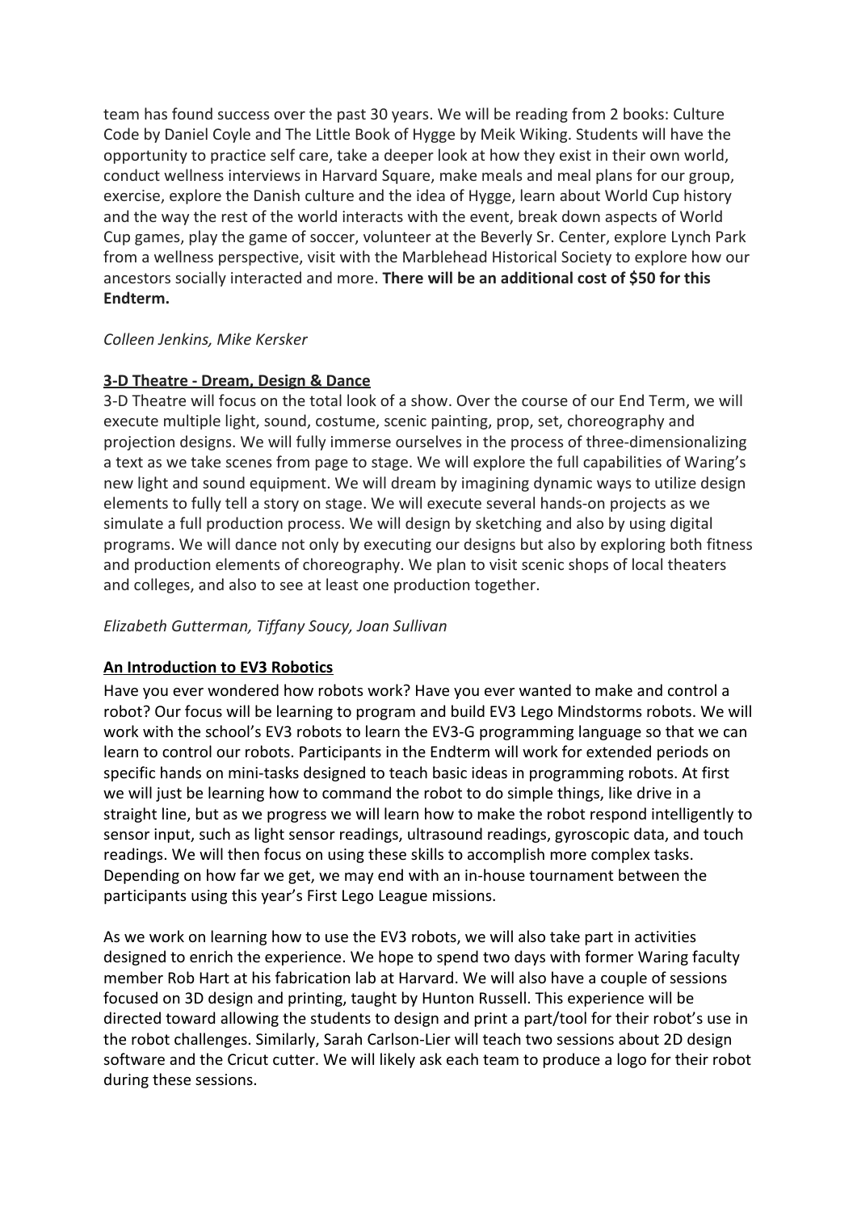team has found success over the past 30 years. We will be reading from 2 books: Culture Code by Daniel Coyle and The Little Book of Hygge by Meik Wiking. Students will have the opportunity to practice self care, take a deeper look at how they exist in their own world, conduct wellness interviews in Harvard Square, make meals and meal plans for our group, exercise, explore the Danish culture and the idea of Hygge, learn about World Cup history and the way the rest of the world interacts with the event, break down aspects of World Cup games, play the game of soccer, volunteer at the Beverly Sr. Center, explore Lynch Park from a wellness perspective, visit with the Marblehead Historical Society to explore how our ancestors socially interacted and more. **There will be an additional cost of $50 for this Endterm.**

*Colleen Jenkins, Mike Kersker*

**3-D Theatre - Dream, Design & Dance**

3-D Theatre will focus on the total look of a show. Over the course of our End Term, we will execute multiple light, sound, costume, scenic painting, prop, set, choreography and projection designs. We will fully immerse ourselves in the process of three-dimensionalizing a text as we take scenes from page to stage. We will explore the full capabilities of Waring's new light and sound equipment. We will dream by imagining dynamic ways to utilize design elements to fully tell a story on stage. We will execute several hands-on projects as we simulate a full production process. We will design by sketching and also by using digital programs. We will dance not only by executing our designs but also by exploring both fitness and production elements of choreography. We plan to visit scenic shops of local theaters and colleges, and also to see at least one production together.

*Elizabeth Gutterman, Tiffany Soucy, Joan Sullivan*

**An Introduction to EV3 Robotics**

Have you ever wondered how robots work? Have you ever wanted to make and control a robot? Our focus will be learning to program and build EV3 Lego Mindstorms robots. We will work with the school's EV3 robots to learn the EV3-G programming language so that we can learn to control our robots. Participants in the Endterm will work for extended periods on specific hands on mini-tasks designed to teach basic ideas in programming robots. At first we will just be learning how to command the robot to do simple things, like drive in a straight line, but as we progress we will learn how to make the robot respond intelligently to sensor input, such as light sensor readings, ultrasound readings, gyroscopic data, and touch readings. We will then focus on using these skills to accomplish more complex tasks. Depending on how far we get, we may end with an in-house tournament between the participants using this year's First Lego League missions.

As we work on learning how to use the EV3 robots, we will also take part in activities designed to enrich the experience. We hope to spend two days with former Waring faculty member Rob Hart at his fabrication lab at Harvard. We will also have a couple of sessions focused on 3D design and printing, taught by Hunton Russell. This experience will be directed toward allowing the students to design and print a part/tool for their robot's use in the robot challenges. Similarly, Sarah Carlson-Lier will teach two sessions about 2D design software and the Cricut cutter. We will likely ask each team to produce a logo for their robot during these sessions.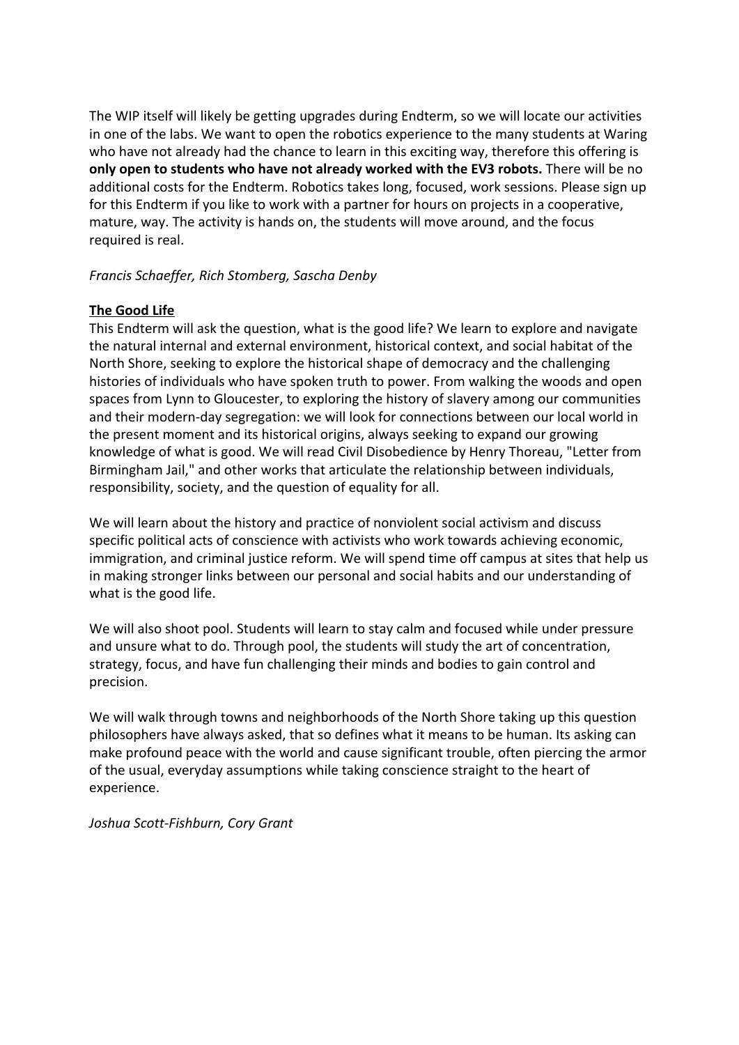The WIP itself will likely be getting upgrades during Endterm, so we will locate our activities in one of the labs. We want to open the robotics experience to the many students at Waring who have not already had the chance to learn in this exciting way, therefore this offering is **only open to students who have not already worked with the EV3 robots.** There will be no additional costs for the Endterm. Robotics takes long, focused, work sessions. Please sign up for this Endterm if you like to work with a partner for hours on projects in a cooperative, mature, way. The activity is hands on, the students will move around, and the focus required is real.

*Francis Schaeffer, Rich Stomberg, Sascha Denby*

**The Good Life**

This Endterm will ask the question, what is the good life? We learn to explore and navigate the natural internal and external environment, historical context, and social habitat of the North Shore, seeking to explore the historical shape of democracy and the challenging histories of individuals who have spoken truth to power. From walking the woods and open spaces from Lynn to Gloucester, to exploring the history of slavery among our communities and their modern-day segregation: we will look for connections between our local world in the present moment and its historical origins, always seeking to expand our growing knowledge of what is good. We will read Civil Disobedience by Henry Thoreau, "Letter from Birmingham Jail," and other works that articulate the relationship between individuals, responsibility, society, and the question of equality for all.

We will learn about the history and practice of nonviolent social activism and discuss specific political acts of conscience with activists who work towards achieving economic, immigration, and criminal justice reform. We will spend time off campus at sites that help us in making stronger links between our personal and social habits and our understanding of what is the good life.

We will also shoot pool. Students will learn to stay calm and focused while under pressure and unsure what to do. Through pool, the students will study the art of concentration, strategy, focus, and have fun challenging their minds and bodies to gain control and precision.

We will walk through towns and neighborhoods of the North Shore taking up this question philosophers have always asked, that so defines what it means to be human. Its asking can make profound peace with the world and cause significant trouble, often piercing the armor of the usual, everyday assumptions while taking conscience straight to the heart of experience.

*Joshua Scott-Fishburn, Cory Grant*